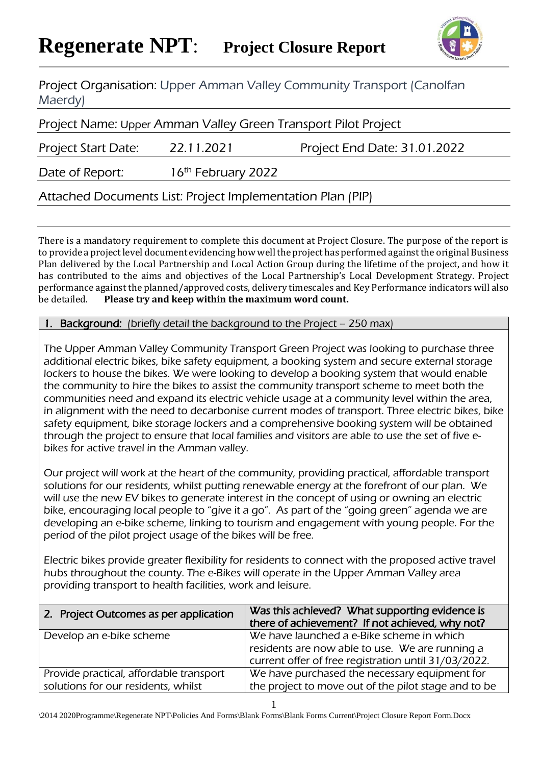# Regenerate NPT: Project Closure Report

Project Organisation: Upper Amman Valley Community Transport (Canolfan Maerdy)

Project Name: Upper Amman Valley Green Transport Pilot Project

| Project Start Date: | 22.11.2021 | Project End Date: 31.01.2022 |
|---|---|---|

Date of Report: 16th February 2022

Attached Documents List: Project Implementation Plan (PIP)

There is a mandatory requirement to complete this document at Project Closure. The purpose of the report is to provide a project level document evidencing how well the project has performed against the original Business Plan delivered by the Local Partnership and Local Action Group during the lifetime of the project, and how it has contributed to the aims and objectives of the Local Partnership's Local Development Strategy. Project performance against the planned/approved costs, delivery timescales and Key Performance indicators will also be detailed. **Please try and keep within the maximum word count.**

## 1. Background: (briefly detail the background to the Project – 250 max)

The Upper Amman Valley Community Transport Green Project was looking to purchase three additional electric bikes, bike safety equipment, a booking system and secure external storage lockers to house the bikes. We were looking to develop a booking system that would enable the community to hire the bikes to assist the community transport scheme to meet both the communities need and expand its electric vehicle usage at a community level within the area, in alignment with the need to decarbonise current modes of transport. Three electric bikes, bike safety equipment, bike storage lockers and a comprehensive booking system will be obtained through the project to ensure that local families and visitors are able to use the set of five e-bikes for active travel in the Amman valley.

Our project will work at the heart of the community, providing practical, affordable transport solutions for our residents, whilst putting renewable energy at the forefront of our plan. We will use the new EV bikes to generate interest in the concept of using or owning an electric bike, encouraging local people to "give it a go". As part of the "going green" agenda we are developing an e-bike scheme, linking to tourism and engagement with young people. For the period of the pilot project usage of the bikes will be free.

Electric bikes provide greater flexibility for residents to connect with the proposed active travel hubs throughout the county. The e-Bikes will operate in the Upper Amman Valley area providing transport to health facilities, work and leisure.

| 2. Project Outcomes as per application | Was this achieved? What supporting evidence is there of achievement? If not achieved, why not? |
|---|---|
| Develop an e-bike scheme | We have launched a e-Bike scheme in which residents are now able to use. We are running a current offer of free registration until 31/03/2022. |
| Provide practical, affordable transport solutions for our residents, whilst | We have purchased the necessary equipment for the project to move out of the pilot stage and to be |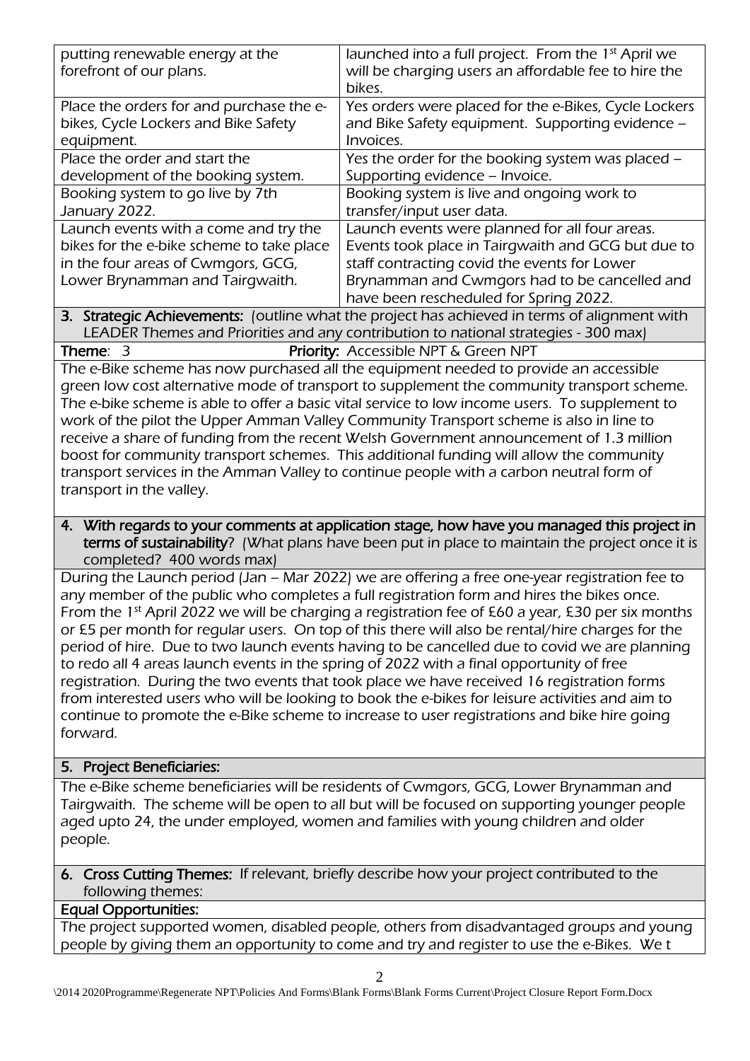| | |
|---|---|
| putting renewable energy at the forefront of our plans. | launched into a full project. From the 1st April we will be charging users an affordable fee to hire the bikes. |
| Place the orders for and purchase the e-bikes, Cycle Lockers and Bike Safety equipment. | Yes orders were placed for the e-Bikes, Cycle Lockers and Bike Safety equipment. Supporting evidence – Invoices. |
| Place the order and start the development of the booking system. | Yes the order for the booking system was placed – Supporting evidence – Invoice. |
| Booking system to go live by 7th January 2022. | Booking system is live and ongoing work to transfer/input user data. |
| Launch events with a come and try the bikes for the e-bike scheme to take place in the four areas of Cwmgors, GCG, Lower Brynamman and Tairgwaith. | Launch events were planned for all four areas. Events took place in Tairgwaith and GCG but due to staff contracting covid the events for Lower Brynamman and Cwmgors had to be cancelled and have been rescheduled for Spring 2022. |

**3. Strategic Achievements:** (outline what the project has achieved in terms of alignment with LEADER Themes and Priorities and any contribution to national strategies - 300 max)

**Theme:** 3 **Priority:** Accessible NPT & Green NPT

The e-Bike scheme has now purchased all the equipment needed to provide an accessible green low cost alternative mode of transport to supplement the community transport scheme. The e-bike scheme is able to offer a basic vital service to low income users. To supplement to work of the pilot the Upper Amman Valley Community Transport scheme is also in line to receive a share of funding from the recent Welsh Government announcement of 1.3 million boost for community transport schemes. This additional funding will allow the community transport services in the Amman Valley to continue people with a carbon neutral form of transport in the valley.

**4. With regards to your comments at application stage, how have you managed this project in terms of sustainability?** (What plans have been put in place to maintain the project once it is completed? 400 words max)

During the Launch period (Jan – Mar 2022) we are offering a free one-year registration fee to any member of the public who completes a full registration form and hires the bikes once. From the 1st April 2022 we will be charging a registration fee of £60 a year, £30 per six months or £5 per month for regular users. On top of this there will also be rental/hire charges for the period of hire. Due to two launch events having to be cancelled due to covid we are planning to redo all 4 areas launch events in the spring of 2022 with a final opportunity of free registration. During the two events that took place we have received 16 registration forms from interested users who will be looking to book the e-bikes for leisure activities and aim to continue to promote the e-Bike scheme to increase to user registrations and bike hire going forward.

**5. Project Beneficiaries:**

The e-Bike scheme beneficiaries will be residents of Cwmgors, GCG, Lower Brynamman and Tairgwaith. The scheme will be open to all but will be focused on supporting younger people aged upto 24, the under employed, women and families with young children and older people.

**6. Cross Cutting Themes:** If relevant, briefly describe how your project contributed to the following themes:

**Equal Opportunities:**

The project supported women, disabled people, others from disadvantaged groups and young people by giving them an opportunity to come and try and register to use the e-Bikes. We t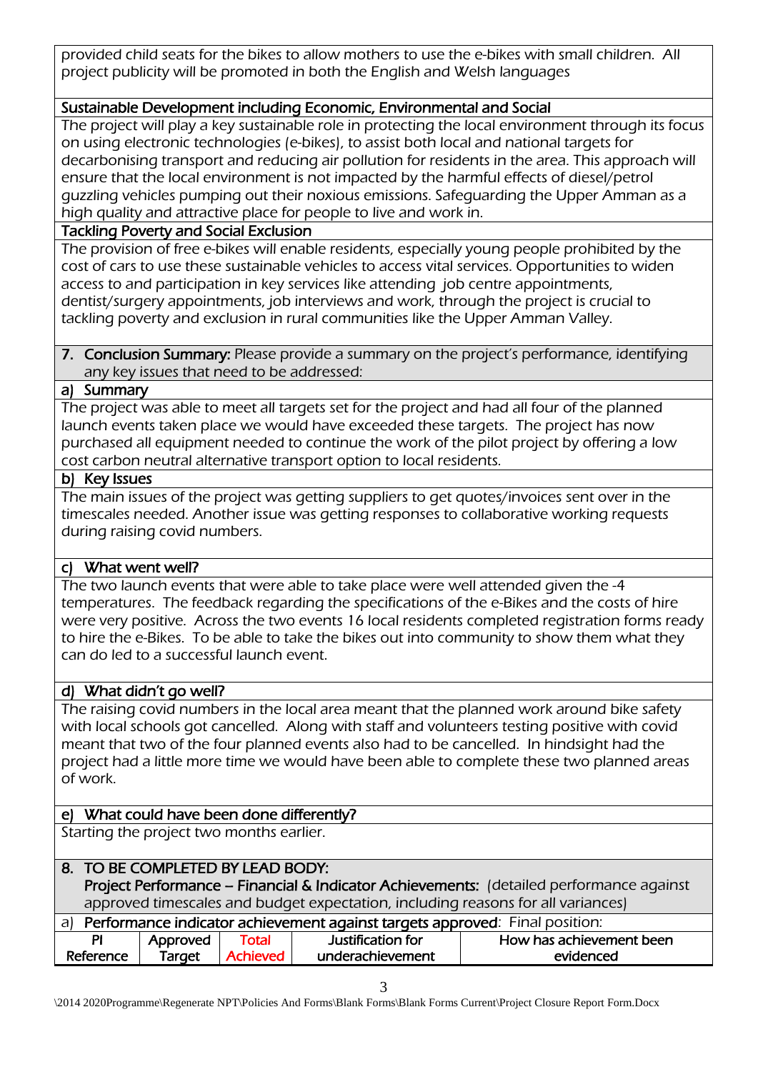provided child seats for the bikes to allow mothers to use the e-bikes with small children. All project publicity will be promoted in both the English and Welsh languages

**Sustainable Development including Economic, Environmental and Social**

The project will play a key sustainable role in protecting the local environment through its focus on using electronic technologies (e-bikes), to assist both local and national targets for decarbonising transport and reducing air pollution for residents in the area. This approach will ensure that the local environment is not impacted by the harmful effects of diesel/petrol guzzling vehicles pumping out their noxious emissions. Safeguarding the Upper Amman as a high quality and attractive place for people to live and work in.

**Tackling Poverty and Social Exclusion**

The provision of free e-bikes will enable residents, especially young people prohibited by the cost of cars to use these sustainable vehicles to access vital services. Opportunities to widen access to and participation in key services like attending job centre appointments, dentist/surgery appointments, job interviews and work, through the project is crucial to tackling poverty and exclusion in rural communities like the Upper Amman Valley.

**7. Conclusion Summary:** Please provide a summary on the project's performance, identifying any key issues that need to be addressed:

**a) Summary**

The project was able to meet all targets set for the project and had all four of the planned launch events taken place we would have exceeded these targets. The project has now purchased all equipment needed to continue the work of the pilot project by offering a low cost carbon neutral alternative transport option to local residents.

**b) Key Issues**

The main issues of the project was getting suppliers to get quotes/invoices sent over in the timescales needed. Another issue was getting responses to collaborative working requests during raising covid numbers.

**c) What went well?**

The two launch events that were able to take place were well attended given the -4 temperatures. The feedback regarding the specifications of the e-Bikes and the costs of hire were very positive. Across the two events 16 local residents completed registration forms ready to hire the e-Bikes. To be able to take the bikes out into community to show them what they can do led to a successful launch event.

**d) What didn't go well?**

The raising covid numbers in the local area meant that the planned work around bike safety with local schools got cancelled. Along with staff and volunteers testing positive with covid meant that two of the four planned events also had to be cancelled. In hindsight had the project had a little more time we would have been able to complete these two planned areas of work.

**e) What could have been done differently?**

Starting the project two months earlier.

**8. TO BE COMPLETED BY LEAD BODY:**
**Project Performance – Financial & Indicator Achievements:** (detailed performance against approved timescales and budget expectation, including reasons for all variances)

a) **Performance indicator achievement against targets approved**: Final position:

| PI Reference | Approved Target | Total Achieved | Justification for underachievement | How has achievement been evidenced |
|---|---|---|---|---|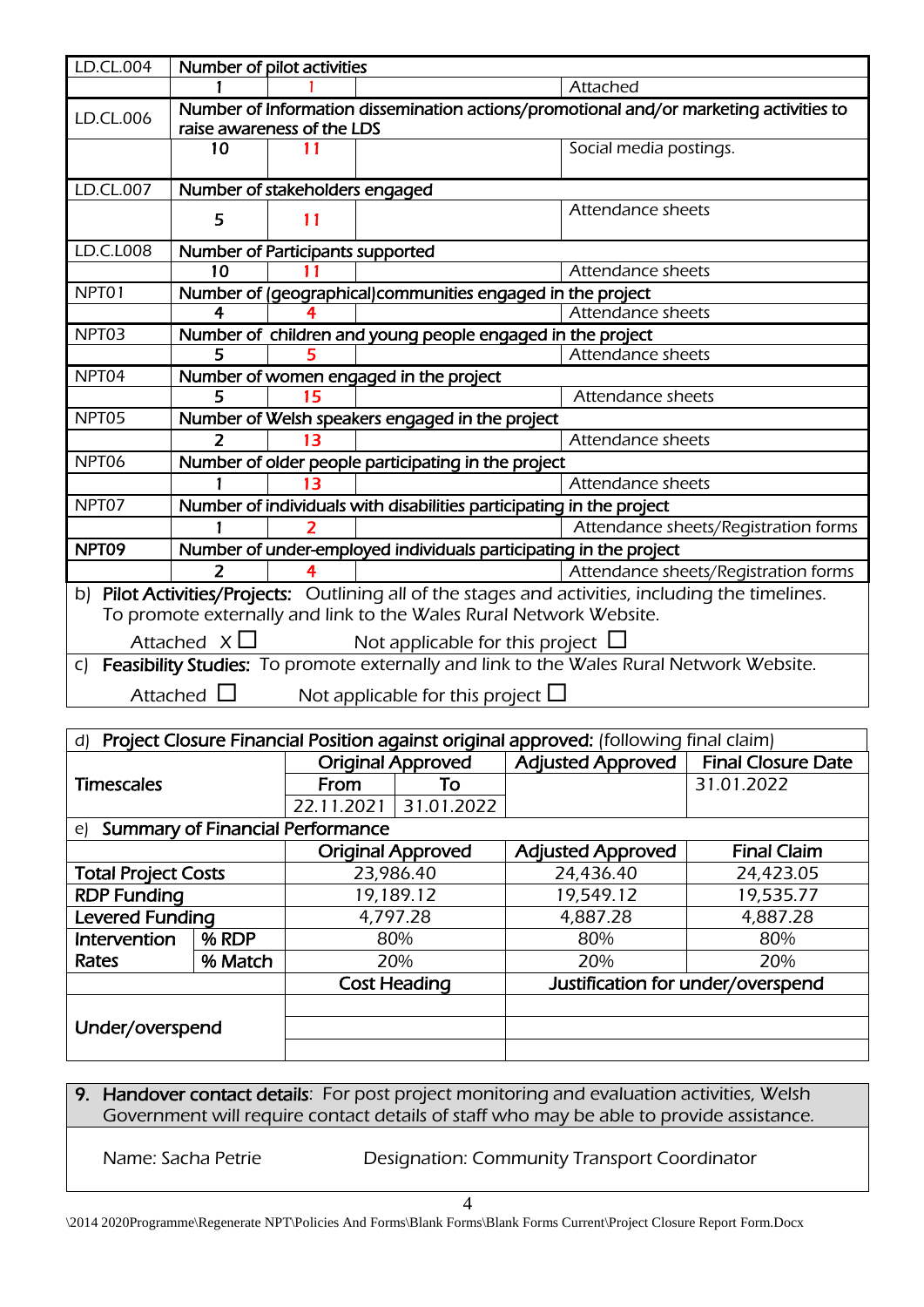| | | | | |
|---|---|---|---|---|
| LD.CL.004 | Number of pilot activities | | | |
| | 1 | 1 | | Attached |
| LD.CL.006 | Number of Information dissemination actions/promotional and/or marketing activities to raise awareness of the LDS | | | |
| | 10 | 11 | | Social media postings. |
| LD.CL.007 | Number of stakeholders engaged | | | |
| | 5 | 11 | | Attendance sheets |
| LD.C.L008 | Number of Participants supported | | | |
| | 10 | 11 | | Attendance sheets |
| NPT01 | Number of (geographical)communities engaged in the project | | | |
| | 4 | 4 | | Attendance sheets |
| NPT03 | Number of children and young people engaged in the project | | | |
| | 5 | 5 | | Attendance sheets |
| NPT04 | Number of women engaged in the project | | | |
| | 5 | 15 | | Attendance sheets |
| NPT05 | Number of Welsh speakers engaged in the project | | | |
| | 2 | 13 | | Attendance sheets |
| NPT06 | Number of older people participating in the project | | | |
| | 1 | 13 | | Attendance sheets |
| NPT07 | Number of individuals with disabilities participating in the project | | | |
| | 1 | 2 | | Attendance sheets/Registration forms |
| **NPT09** | Number of under-employed individuals participating in the project | | | |
| | 2 | 4 | | Attendance sheets/Registration forms |

b) **Pilot Activities/Projects:** Outlining all of the stages and activities, including the timelines. To promote externally and link to the Wales Rural Network Website.

Attached X ☐ Not applicable for this project ☐

c) **Feasibility Studies:** To promote externally and link to the Wales Rural Network Website.

Attached ☐ Not applicable for this project ☐

d) **Project Closure Financial Position against original approved:** (following final claim)

| Timescales | Original Approved | | Adjusted Approved | Final Closure Date |
|---|---|---|---|---|
| | From | To | | 31.01.2022 |
| | 22.11.2021 | 31.01.2022 | | |

e) **Summary of Financial Performance**

| | | Original Approved | Adjusted Approved | Final Claim |
|---|---|---|---|---|
| **Total Project Costs** | | 23,986.40 | 24,436.40 | 24,423.05 |
| **RDP Funding** | | 19,189.12 | 19,549.12 | 19,535.77 |
| **Levered Funding** | | 4,797.28 | 4,887.28 | 4,887.28 |
| **Intervention Rates** | **% RDP** | 80% | 80% | 80% |
| | **% Match** | 20% | 20% | 20% |

| | Cost Heading | Justification for under/overspend |
|---|---|---|
| **Under/overspend** | | |
| | | |
| | | |

**9. Handover contact details**: For post project monitoring and evaluation activities, Welsh Government will require contact details of staff who may be able to provide assistance.

Name: Sacha Petrie Designation: Community Transport Coordinator

\2014 2020Programme\Regenerate NPT\Policies And Forms\Blank Forms\Blank Forms Current\Project Closure Report Form.Docx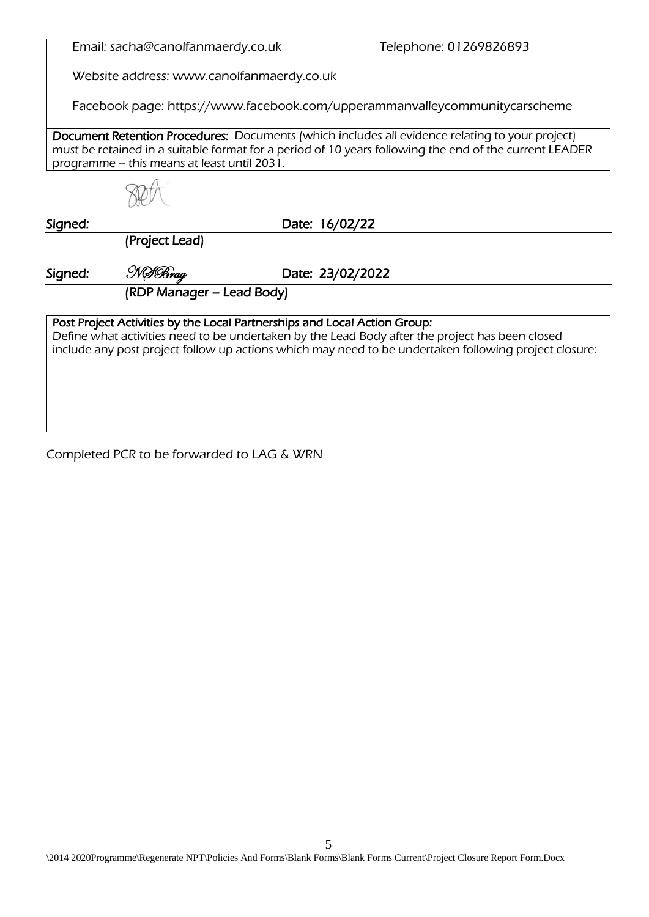Email: sacha@canolfanmaerdy.co.uk Telephone: 01269826893

Website address: www.canolfanmaerdy.co.uk

Facebook page: https://www.facebook.com/upperammanvalleycommunitycarscheme

**Document Retention Procedures:** Documents (which includes all evidence relating to your project) must be retained in a suitable format for a period of 10 years following the end of the current LEADER programme – this means at least until 2031.

**Signed:** **Date: 16/02/22**

**(Project Lead)**

**Signed:** *NSBray* **Date: 23/02/2022**

**(RDP Manager – Lead Body)**

**Post Project Activities by the Local Partnerships and Local Action Group:**
Define what activities need to be undertaken by the Lead Body after the project has been closed include any post project follow up actions which may need to be undertaken following project closure:

Completed PCR to be forwarded to LAG & WRN

\2014 2020Programme\Regenerate NPT\Policies And Forms\Blank Forms\Blank Forms Current\Project Closure Report Form.Docx